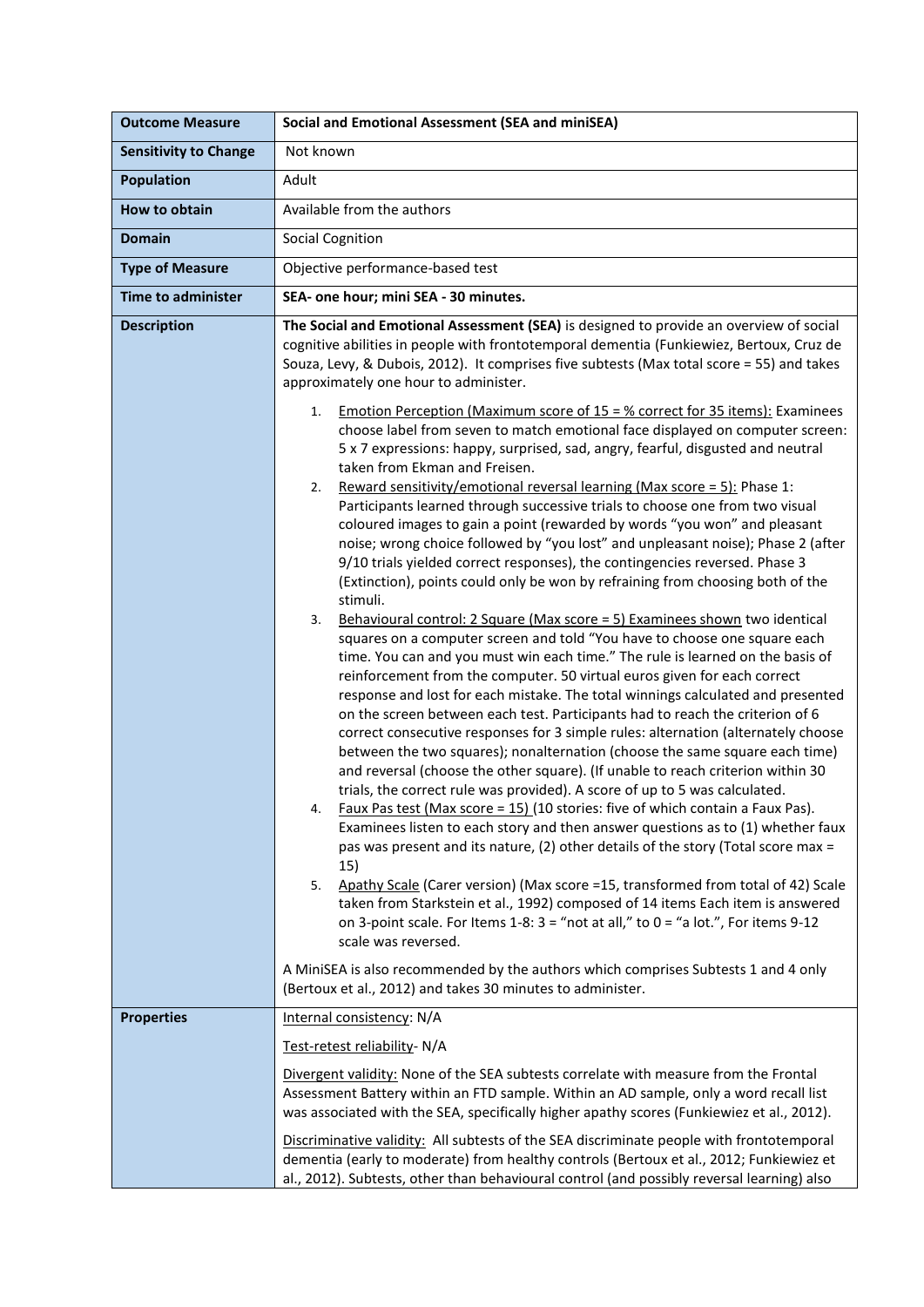| | |
|---|---|
| **Outcome Measure** | **Social and Emotional Assessment (SEA and miniSEA)** |
| **Sensitivity to Change** | Not known |
| **Population** | Adult |
| **How to obtain** | Available from the authors |
| **Domain** | Social Cognition |
| **Type of Measure** | Objective performance-based test |
| **Time to administer** | **SEA- one hour; mini SEA - 30 minutes.** |
| **Description** | **The Social and Emotional Assessment (SEA)** is designed to provide an overview of social cognitive abilities in people with frontotemporal dementia (Funkiewiez, Bertoux, Cruz de Souza, Levy, & Dubois, 2012). It comprises five subtests (Max total score = 55) and takes approximately one hour to administer.<br><br>1. Emotion Perception (Maximum score of 15 = % correct for 35 items): Examinees choose label from seven to match emotional face displayed on computer screen: 5 x 7 expressions: happy, surprised, sad, angry, fearful, disgusted and neutral taken from Ekman and Freisen.<br>2. Reward sensitivity/emotional reversal learning (Max score = 5): Phase 1: Participants learned through successive trials to choose one from two visual coloured images to gain a point (rewarded by words "you won" and pleasant noise; wrong choice followed by "you lost" and unpleasant noise); Phase 2 (after 9/10 trials yielded correct responses), the contingencies reversed. Phase 3 (Extinction), points could only be won by refraining from choosing both of the stimuli.<br>3. Behavioural control: 2 Square (Max score = 5) Examinees shown two identical squares on a computer screen and told "You have to choose one square each time. You can and you must win each time." The rule is learned on the basis of reinforcement from the computer. 50 virtual euros given for each correct response and lost for each mistake. The total winnings calculated and presented on the screen between each test. Participants had to reach the criterion of 6 correct consecutive responses for 3 simple rules: alternation (alternately choose between the two squares); nonalternation (choose the same square each time) and reversal (choose the other square). (If unable to reach criterion within 30 trials, the correct rule was provided). A score of up to 5 was calculated.<br>4. Faux Pas test (Max score = 15) (10 stories: five of which contain a Faux Pas). Examinees listen to each story and then answer questions as to (1) whether faux pas was present and its nature, (2) other details of the story (Total score max = 15)<br>5. Apathy Scale (Carer version) (Max score =15, transformed from total of 42) Scale taken from Starkstein et al., 1992) composed of 14 items Each item is answered on 3-point scale. For Items 1-8: 3 = "not at all," to 0 = "a lot.", For items 9-12 scale was reversed.<br><br>A MiniSEA is also recommended by the authors which comprises Subtests 1 and 4 only (Bertoux et al., 2012) and takes 30 minutes to administer. |
| **Properties** | Internal consistency: N/A<br><br>Test-retest reliability- N/A<br><br>Divergent validity: None of the SEA subtests correlate with measure from the Frontal Assessment Battery within an FTD sample. Within an AD sample, only a word recall list was associated with the SEA, specifically higher apathy scores (Funkiewiez et al., 2012).<br><br>Discriminative validity: All subtests of the SEA discriminate people with frontotemporal dementia (early to moderate) from healthy controls (Bertoux et al., 2012; Funkiewiez et al., 2012). Subtests, other than behavioural control (and possibly reversal learning) also |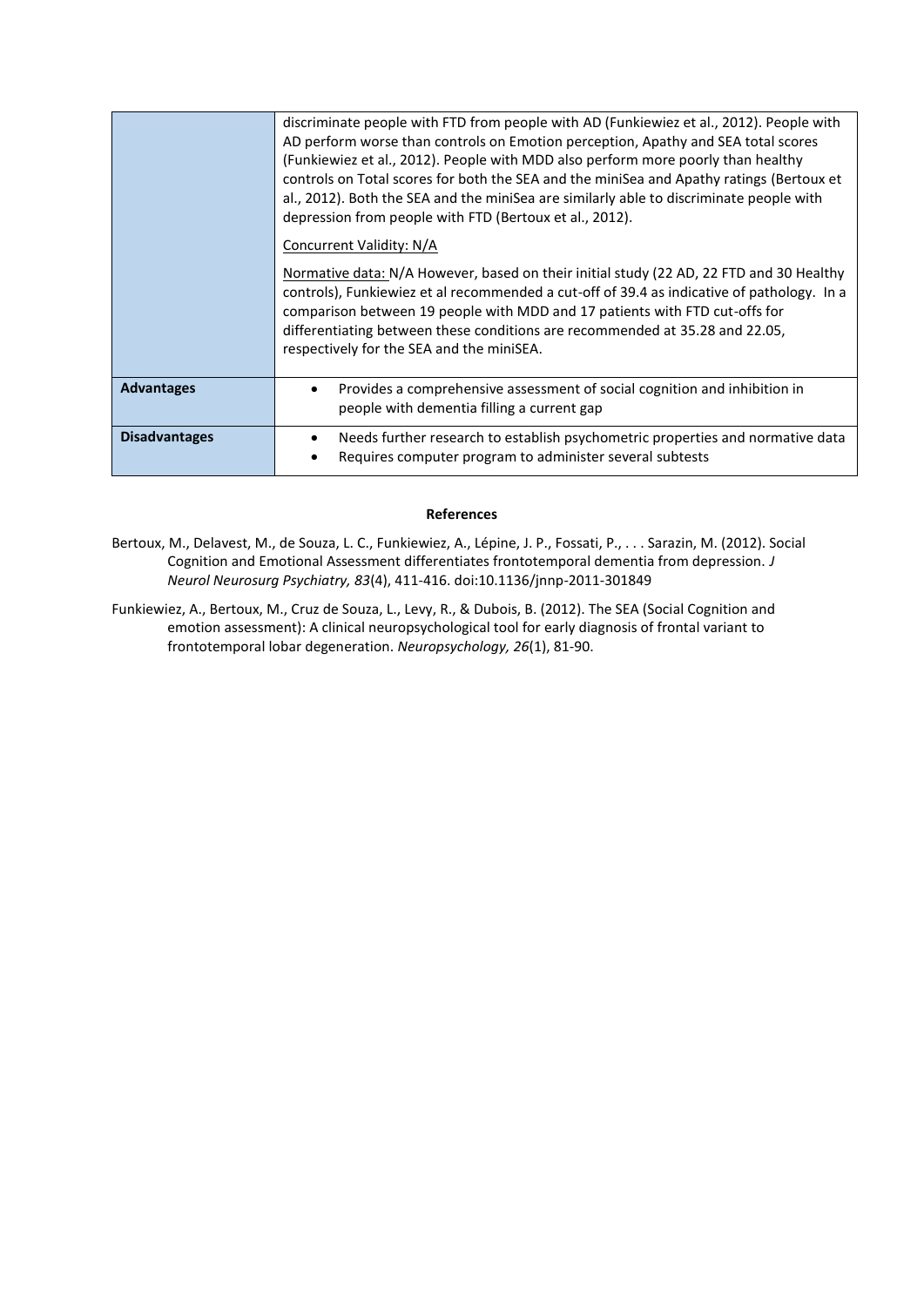| | |
|---|---|
| | discriminate people with FTD from people with AD (Funkiewiez et al., 2012). People with AD perform worse than controls on Emotion perception, Apathy and SEA total scores (Funkiewiez et al., 2012). People with MDD also perform more poorly than healthy controls on Total scores for both the SEA and the miniSea and Apathy ratings (Bertoux et al., 2012). Both the SEA and the miniSea are similarly able to discriminate people with depression from people with FTD (Bertoux et al., 2012).<br><br>Concurrent Validity: N/A<br><br>Normative data: N/A However, based on their initial study (22 AD, 22 FTD and 30 Healthy controls), Funkiewiez et al recommended a cut-off of 39.4 as indicative of pathology. In a comparison between 19 people with MDD and 17 patients with FTD cut-offs for differentiating between these conditions are recommended at 35.28 and 22.05, respectively for the SEA and the miniSEA. |
| **Advantages** | • Provides a comprehensive assessment of social cognition and inhibition in people with dementia filling a current gap |
| **Disadvantages** | • Needs further research to establish psychometric properties and normative data<br>• Requires computer program to administer several subtests |

**References**

Bertoux, M., Delavest, M., de Souza, L. C., Funkiewiez, A., Lépine, J. P., Fossati, P., . . . Sarazin, M. (2012). Social Cognition and Emotional Assessment differentiates frontotemporal dementia from depression. *J Neurol Neurosurg Psychiatry, 83*(4), 411-416. doi:10.1136/jnnp-2011-301849

Funkiewiez, A., Bertoux, M., Cruz de Souza, L., Levy, R., & Dubois, B. (2012). The SEA (Social Cognition and emotion assessment): A clinical neuropsychological tool for early diagnosis of frontal variant to frontotemporal lobar degeneration. *Neuropsychology, 26*(1), 81-90.